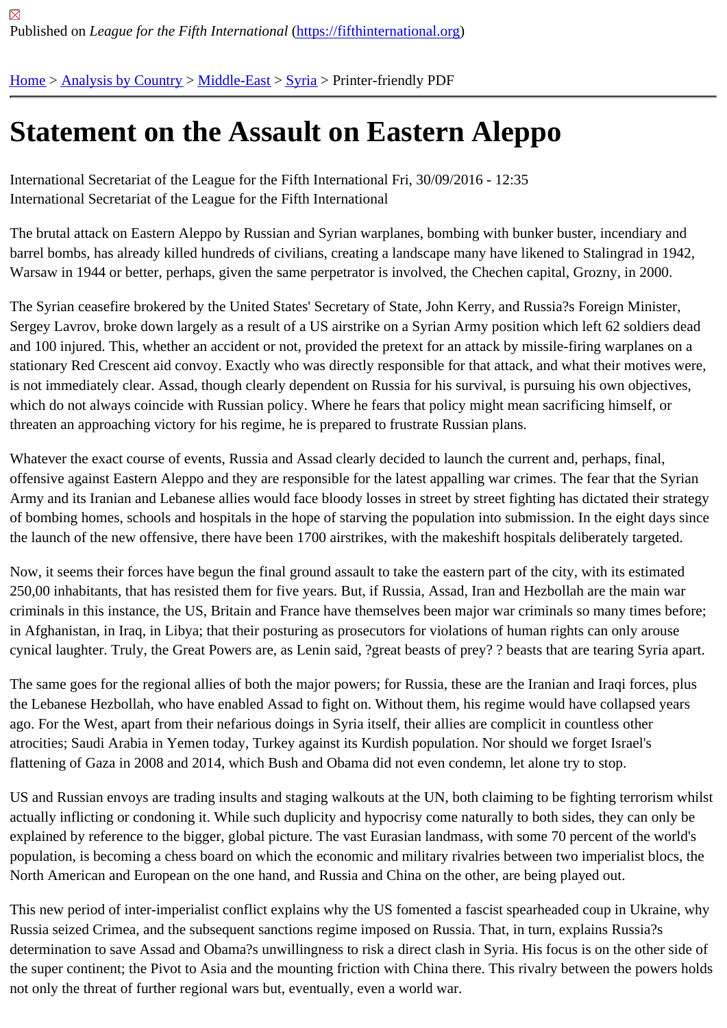Published on *League for the Fifth International* (https://fifthinternational.org)

[Home](#) > [Analysis by Country](#) > [Middle-East](#) > [Syria](#) > Printer-friendly PDF

# Statement on the Assault on Eastern Aleppo

International Secretariat of the League for the Fifth International Fri, 30/09/2016 - 12:35
International Secretariat of the League for the Fifth International

The brutal attack on Eastern Aleppo by Russian and Syrian warplanes, bombing with bunker buster, incendiary and barrel bombs, has already killed hundreds of civilians, creating a landscape many have likened to Stalingrad in 1942, Warsaw in 1944 or better, perhaps, given the same perpetrator is involved, the Chechen capital, Grozny, in 2000.

The Syrian ceasefire brokered by the United States' Secretary of State, John Kerry, and Russia?s Foreign Minister, Sergey Lavrov, broke down largely as a result of a US airstrike on a Syrian Army position which left 62 soldiers dead and 100 injured. This, whether an accident or not, provided the pretext for an attack by missile-firing warplanes on a stationary Red Crescent aid convoy. Exactly who was directly responsible for that attack, and what their motives were, is not immediately clear. Assad, though clearly dependent on Russia for his survival, is pursuing his own objectives, which do not always coincide with Russian policy. Where he fears that policy might mean sacrificing himself, or threaten an approaching victory for his regime, he is prepared to frustrate Russian plans.

Whatever the exact course of events, Russia and Assad clearly decided to launch the current and, perhaps, final, offensive against Eastern Aleppo and they are responsible for the latest appalling war crimes. The fear that the Syrian Army and its Iranian and Lebanese allies would face bloody losses in street by street fighting has dictated their strategy of bombing homes, schools and hospitals in the hope of starving the population into submission. In the eight days since the launch of the new offensive, there have been 1700 airstrikes, with the makeshift hospitals deliberately targeted.

Now, it seems their forces have begun the final ground assault to take the eastern part of the city, with its estimated 250,00 inhabitants, that has resisted them for five years. But, if Russia, Assad, Iran and Hezbollah are the main war criminals in this instance, the US, Britain and France have themselves been major war criminals so many times before; in Afghanistan, in Iraq, in Libya; that their posturing as prosecutors for violations of human rights can only arouse cynical laughter. Truly, the Great Powers are, as Lenin said, ?great beasts of prey? ? beasts that are tearing Syria apart.

The same goes for the regional allies of both the major powers; for Russia, these are the Iranian and Iraqi forces, plus the Lebanese Hezbollah, who have enabled Assad to fight on. Without them, his regime would have collapsed years ago. For the West, apart from their nefarious doings in Syria itself, their allies are complicit in countless other atrocities; Saudi Arabia in Yemen today, Turkey against its Kurdish population. Nor should we forget Israel's flattening of Gaza in 2008 and 2014, which Bush and Obama did not even condemn, let alone try to stop.

US and Russian envoys are trading insults and staging walkouts at the UN, both claiming to be fighting terrorism whilst actually inflicting or condoning it. While such duplicity and hypocrisy come naturally to both sides, they can only be explained by reference to the bigger, global picture. The vast Eurasian landmass, with some 70 percent of the world's population, is becoming a chess board on which the economic and military rivalries between two imperialist blocs, the North American and European on the one hand, and Russia and China on the other, are being played out.

This new period of inter-imperialist conflict explains why the US fomented a fascist spearheaded coup in Ukraine, why Russia seized Crimea, and the subsequent sanctions regime imposed on Russia. That, in turn, explains Russia?s determination to save Assad and Obama?s unwillingness to risk a direct clash in Syria. His focus is on the other side of the super continent; the Pivot to Asia and the mounting friction with China there. This rivalry between the powers holds not only the threat of further regional wars but, eventually, even a world war.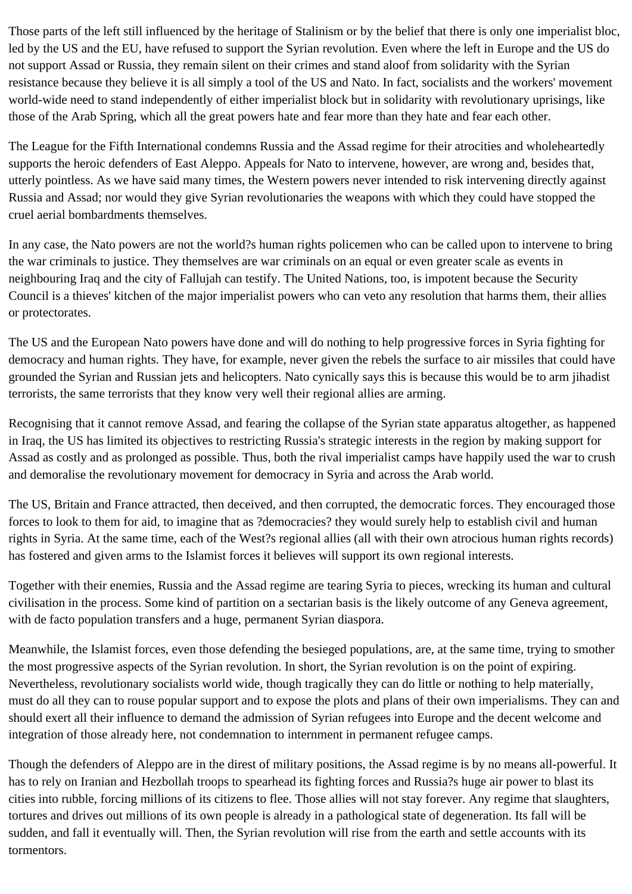Those parts of the left still influenced by the heritage of Stalinism or by the belief that there is only one imperialist bloc, led by the US and the EU, have refused to support the Syrian revolution. Even where the left in Europe and the US do not support Assad or Russia, they remain silent on their crimes and stand aloof from solidarity with the Syrian resistance because they believe it is all simply a tool of the US and Nato. In fact, socialists and the workers' movement world-wide need to stand independently of either imperialist block but in solidarity with revolutionary uprisings, like those of the Arab Spring, which all the great powers hate and fear more than they hate and fear each other.

The League for the Fifth International condemns Russia and the Assad regime for their atrocities and wholeheartedly supports the heroic defenders of East Aleppo. Appeals for Nato to intervene, however, are wrong and, besides that, utterly pointless. As we have said many times, the Western powers never intended to risk intervening directly against Russia and Assad; nor would they give Syrian revolutionaries the weapons with which they could have stopped the cruel aerial bombardments themselves.

In any case, the Nato powers are not the world?s human rights policemen who can be called upon to intervene to bring the war criminals to justice. They themselves are war criminals on an equal or even greater scale as events in neighbouring Iraq and the city of Fallujah can testify. The United Nations, too, is impotent because the Security Council is a thieves' kitchen of the major imperialist powers who can veto any resolution that harms them, their allies or protectorates.

The US and the European Nato powers have done and will do nothing to help progressive forces in Syria fighting for democracy and human rights. They have, for example, never given the rebels the surface to air missiles that could have grounded the Syrian and Russian jets and helicopters. Nato cynically says this is because this would be to arm jihadist terrorists, the same terrorists that they know very well their regional allies are arming.

Recognising that it cannot remove Assad, and fearing the collapse of the Syrian state apparatus altogether, as happened in Iraq, the US has limited its objectives to restricting Russia's strategic interests in the region by making support for Assad as costly and as prolonged as possible. Thus, both the rival imperialist camps have happily used the war to crush and demoralise the revolutionary movement for democracy in Syria and across the Arab world.

The US, Britain and France attracted, then deceived, and then corrupted, the democratic forces. They encouraged those forces to look to them for aid, to imagine that as ?democracies? they would surely help to establish civil and human rights in Syria. At the same time, each of the West?s regional allies (all with their own atrocious human rights records) has fostered and given arms to the Islamist forces it believes will support its own regional interests.

Together with their enemies, Russia and the Assad regime are tearing Syria to pieces, wrecking its human and cultural civilisation in the process. Some kind of partition on a sectarian basis is the likely outcome of any Geneva agreement, with de facto population transfers and a huge, permanent Syrian diaspora.

Meanwhile, the Islamist forces, even those defending the besieged populations, are, at the same time, trying to smother the most progressive aspects of the Syrian revolution. In short, the Syrian revolution is on the point of expiring. Nevertheless, revolutionary socialists world wide, though tragically they can do little or nothing to help materially, must do all they can to rouse popular support and to expose the plots and plans of their own imperialisms. They can and should exert all their influence to demand the admission of Syrian refugees into Europe and the decent welcome and integration of those already here, not condemnation to internment in permanent refugee camps.

Though the defenders of Aleppo are in the direst of military positions, the Assad regime is by no means all-powerful. It has to rely on Iranian and Hezbollah troops to spearhead its fighting forces and Russia?s huge air power to blast its cities into rubble, forcing millions of its citizens to flee. Those allies will not stay forever. Any regime that slaughters, tortures and drives out millions of its own people is already in a pathological state of degeneration. Its fall will be sudden, and fall it eventually will. Then, the Syrian revolution will rise from the earth and settle accounts with its tormentors.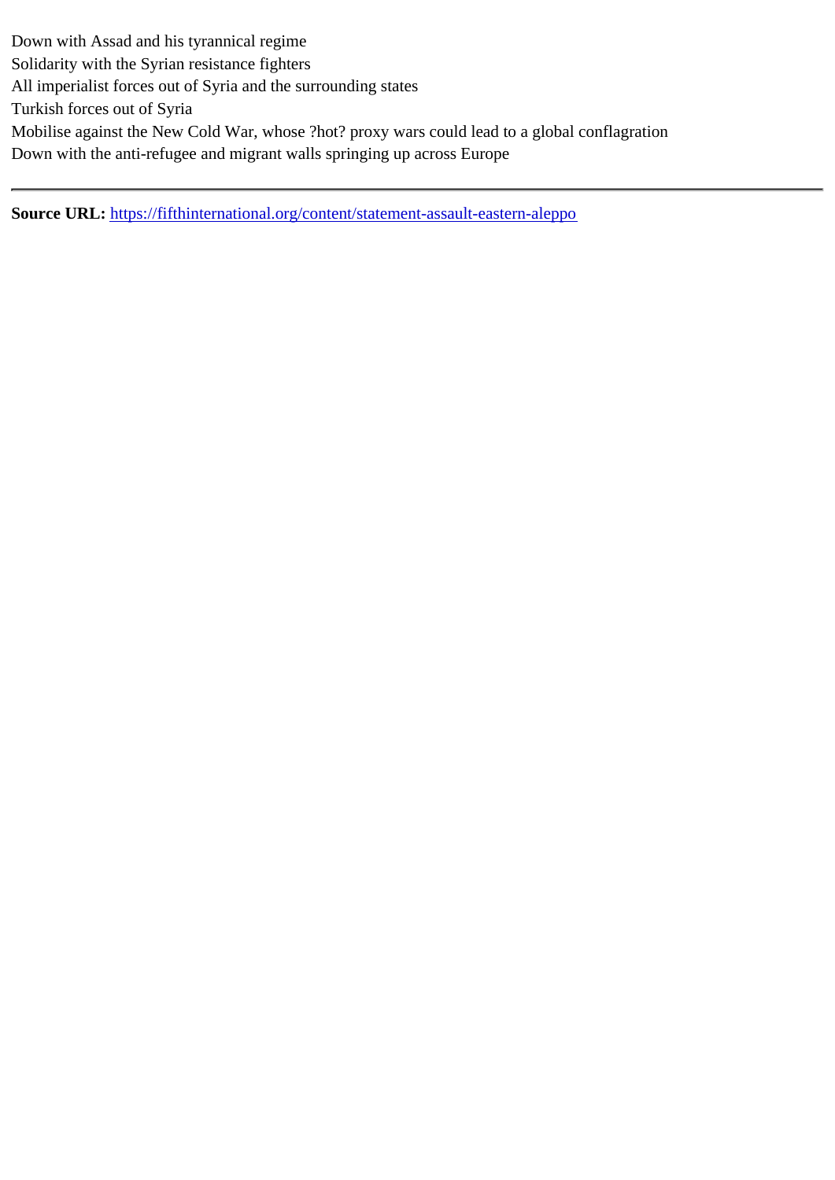Down with Assad and his tyrannical regime
Solidarity with the Syrian resistance fighters
All imperialist forces out of Syria and the surrounding states
Turkish forces out of Syria
Mobilise against the New Cold War, whose ?hot? proxy wars could lead to a global conflagration
Down with the anti-refugee and migrant walls springing up across Europe

---

**Source URL:** https://fifthinternational.org/content/statement-assault-eastern-aleppo